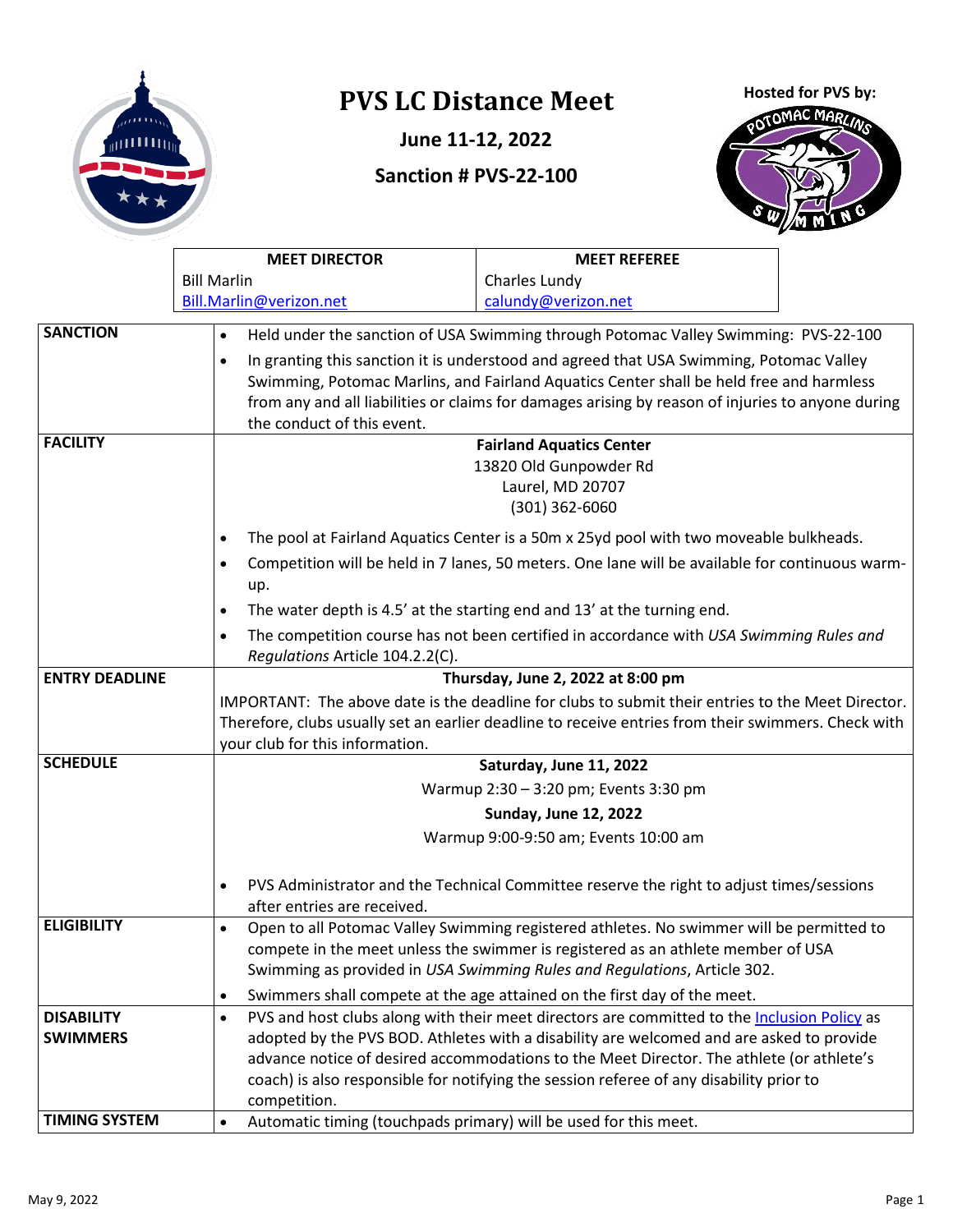# PVS LC Distance Meet

**June 11-12, 2022**

**Sanction # PVS-22-100**

**Hosted for PVS by:**

| MEET DIRECTOR | MEET REFEREE |
|---|---|
| Bill Marlin | Charles Lundy |
| Bill.Marlin@verizon.net | calundy@verizon.net |

| | |
|---|---|
| **SANCTION** | • Held under the sanction of USA Swimming through Potomac Valley Swimming: PVS-22-100<br>• In granting this sanction it is understood and agreed that USA Swimming, Potomac Valley Swimming, Potomac Marlins, and Fairland Aquatics Center shall be held free and harmless from any and all liabilities or claims for damages arising by reason of injuries to anyone during the conduct of this event. |
| **FACILITY** | **Fairland Aquatics Center**<br>13820 Old Gunpowder Rd<br>Laurel, MD 20707<br>(301) 362-6060<br>• The pool at Fairland Aquatics Center is a 50m x 25yd pool with two moveable bulkheads.<br>• Competition will be held in 7 lanes, 50 meters. One lane will be available for continuous warm-up.<br>• The water depth is 4.5' at the starting end and 13' at the turning end.<br>• The competition course has not been certified in accordance with *USA Swimming Rules and Regulations* Article 104.2.2(C). |
| **ENTRY DEADLINE** | **Thursday, June 2, 2022 at 8:00 pm**<br>IMPORTANT: The above date is the deadline for clubs to submit their entries to the Meet Director. Therefore, clubs usually set an earlier deadline to receive entries from their swimmers. Check with your club for this information. |
| **SCHEDULE** | **Saturday, June 11, 2022**<br>Warmup 2:30 – 3:20 pm; Events 3:30 pm<br>**Sunday, June 12, 2022**<br>Warmup 9:00-9:50 am; Events 10:00 am<br>• PVS Administrator and the Technical Committee reserve the right to adjust times/sessions after entries are received. |
| **ELIGIBILITY** | • Open to all Potomac Valley Swimming registered athletes. No swimmer will be permitted to compete in the meet unless the swimmer is registered as an athlete member of USA Swimming as provided in *USA Swimming Rules and Regulations*, Article 302.<br>• Swimmers shall compete at the age attained on the first day of the meet. |
| **DISABILITY SWIMMERS** | • PVS and host clubs along with their meet directors are committed to the Inclusion Policy as adopted by the PVS BOD. Athletes with a disability are welcomed and are asked to provide advance notice of desired accommodations to the Meet Director. The athlete (or athlete's coach) is also responsible for notifying the session referee of any disability prior to competition. |
| **TIMING SYSTEM** | • Automatic timing (touchpads primary) will be used for this meet. |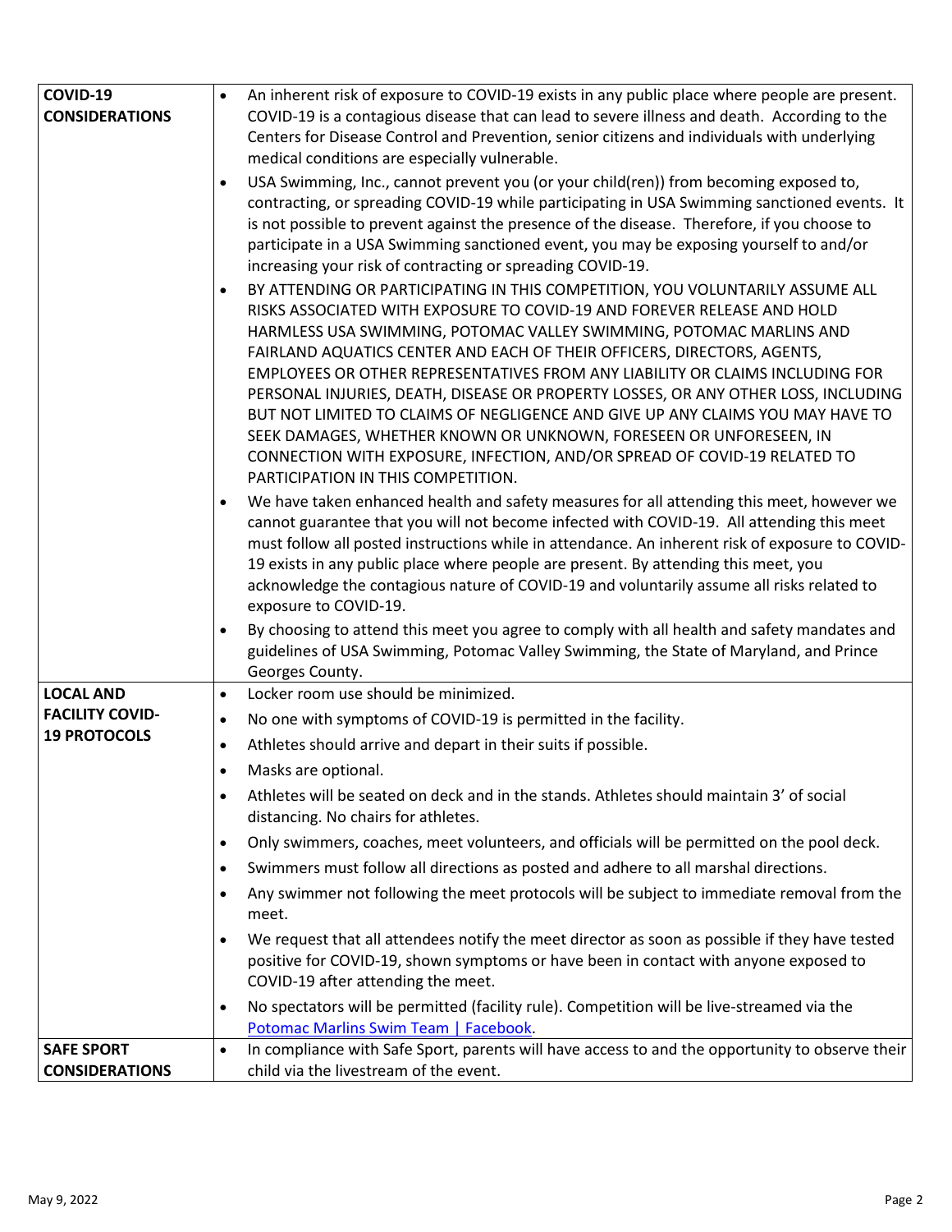| | |
|---|---|
| **COVID-19 CONSIDERATIONS** | • An inherent risk of exposure to COVID-19 exists in any public place where people are present. COVID-19 is a contagious disease that can lead to severe illness and death. According to the Centers for Disease Control and Prevention, senior citizens and individuals with underlying medical conditions are especially vulnerable.<br>• USA Swimming, Inc., cannot prevent you (or your child(ren)) from becoming exposed to, contracting, or spreading COVID-19 while participating in USA Swimming sanctioned events. It is not possible to prevent against the presence of the disease. Therefore, if you choose to participate in a USA Swimming sanctioned event, you may be exposing yourself to and/or increasing your risk of contracting or spreading COVID-19.<br>• BY ATTENDING OR PARTICIPATING IN THIS COMPETITION, YOU VOLUNTARILY ASSUME ALL RISKS ASSOCIATED WITH EXPOSURE TO COVID-19 AND FOREVER RELEASE AND HOLD HARMLESS USA SWIMMING, POTOMAC VALLEY SWIMMING, POTOMAC MARLINS AND FAIRLAND AQUATICS CENTER AND EACH OF THEIR OFFICERS, DIRECTORS, AGENTS, EMPLOYEES OR OTHER REPRESENTATIVES FROM ANY LIABILITY OR CLAIMS INCLUDING FOR PERSONAL INJURIES, DEATH, DISEASE OR PROPERTY LOSSES, OR ANY OTHER LOSS, INCLUDING BUT NOT LIMITED TO CLAIMS OF NEGLIGENCE AND GIVE UP ANY CLAIMS YOU MAY HAVE TO SEEK DAMAGES, WHETHER KNOWN OR UNKNOWN, FORESEEN OR UNFORESEEN, IN CONNECTION WITH EXPOSURE, INFECTION, AND/OR SPREAD OF COVID-19 RELATED TO PARTICIPATION IN THIS COMPETITION.<br>• We have taken enhanced health and safety measures for all attending this meet, however we cannot guarantee that you will not become infected with COVID-19. All attending this meet must follow all posted instructions while in attendance. An inherent risk of exposure to COVID-19 exists in any public place where people are present. By attending this meet, you acknowledge the contagious nature of COVID-19 and voluntarily assume all risks related to exposure to COVID-19.<br>• By choosing to attend this meet you agree to comply with all health and safety mandates and guidelines of USA Swimming, Potomac Valley Swimming, the State of Maryland, and Prince Georges County. |
| **LOCAL AND FACILITY COVID-19 PROTOCOLS** | • Locker room use should be minimized.<br>• No one with symptoms of COVID-19 is permitted in the facility.<br>• Athletes should arrive and depart in their suits if possible.<br>• Masks are optional.<br>• Athletes will be seated on deck and in the stands. Athletes should maintain 3' of social distancing. No chairs for athletes.<br>• Only swimmers, coaches, meet volunteers, and officials will be permitted on the pool deck.<br>• Swimmers must follow all directions as posted and adhere to all marshal directions.<br>• Any swimmer not following the meet protocols will be subject to immediate removal from the meet.<br>• We request that all attendees notify the meet director as soon as possible if they have tested positive for COVID-19, shown symptoms or have been in contact with anyone exposed to COVID-19 after attending the meet.<br>• No spectators will be permitted (facility rule). Competition will be live-streamed via the Potomac Marlins Swim Team \| Facebook. |
| **SAFE SPORT CONSIDERATIONS** | • In compliance with Safe Sport, parents will have access to and the opportunity to observe their child via the livestream of the event. |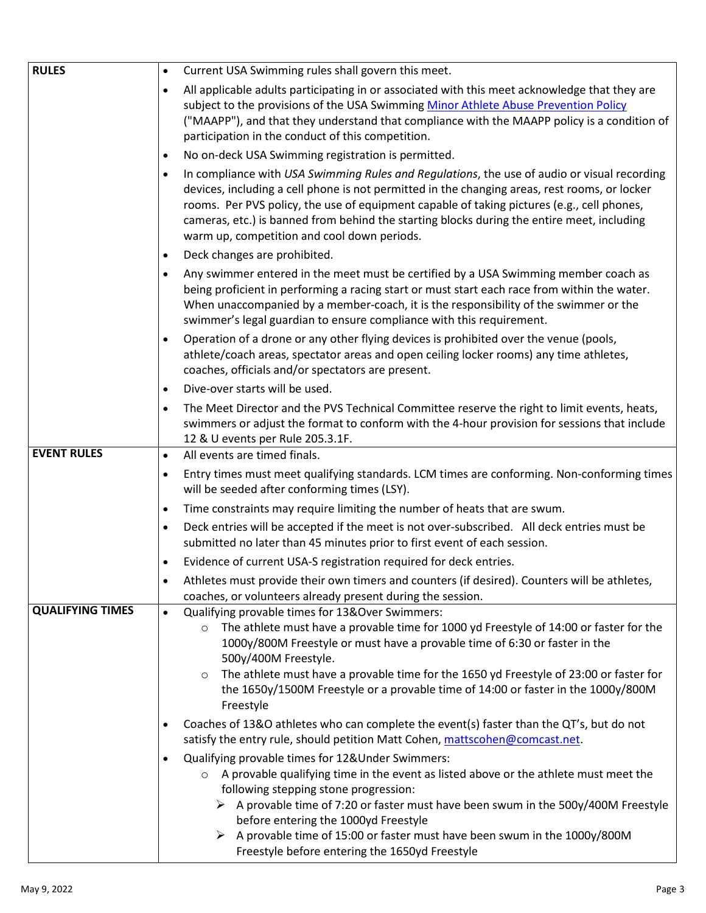| | |
|---|---|
| **RULES** | • Current USA Swimming rules shall govern this meet.<br>• All applicable adults participating in or associated with this meet acknowledge that they are subject to the provisions of the USA Swimming Minor Athlete Abuse Prevention Policy ("MAAPP"), and that they understand that compliance with the MAAPP policy is a condition of participation in the conduct of this competition.<br>• No on-deck USA Swimming registration is permitted.<br>• In compliance with *USA Swimming Rules and Regulations*, the use of audio or visual recording devices, including a cell phone is not permitted in the changing areas, rest rooms, or locker rooms. Per PVS policy, the use of equipment capable of taking pictures (e.g., cell phones, cameras, etc.) is banned from behind the starting blocks during the entire meet, including warm up, competition and cool down periods.<br>• Deck changes are prohibited.<br>• Any swimmer entered in the meet must be certified by a USA Swimming member coach as being proficient in performing a racing start or must start each race from within the water. When unaccompanied by a member-coach, it is the responsibility of the swimmer or the swimmer's legal guardian to ensure compliance with this requirement.<br>• Operation of a drone or any other flying devices is prohibited over the venue (pools, athlete/coach areas, spectator areas and open ceiling locker rooms) any time athletes, coaches, officials and/or spectators are present.<br>• Dive-over starts will be used.<br>• The Meet Director and the PVS Technical Committee reserve the right to limit events, heats, swimmers or adjust the format to conform with the 4-hour provision for sessions that include 12 & U events per Rule 205.3.1F. |
| **EVENT RULES** | • All events are timed finals.<br>• Entry times must meet qualifying standards. LCM times are conforming. Non-conforming times will be seeded after conforming times (LSY).<br>• Time constraints may require limiting the number of heats that are swum.<br>• Deck entries will be accepted if the meet is not over-subscribed. All deck entries must be submitted no later than 45 minutes prior to first event of each session.<br>• Evidence of current USA-S registration required for deck entries.<br>• Athletes must provide their own timers and counters (if desired). Counters will be athletes, coaches, or volunteers already present during the session. |
| **QUALIFYING TIMES** | • Qualifying provable times for 13&Over Swimmers:<br>  ○ The athlete must have a provable time for 1000 yd Freestyle of 14:00 or faster for the 1000y/800M Freestyle or must have a provable time of 6:30 or faster in the 500y/400M Freestyle.<br>  ○ The athlete must have a provable time for the 1650 yd Freestyle of 23:00 or faster for the 1650y/1500M Freestyle or a provable time of 14:00 or faster in the 1000y/800M Freestyle<br>• Coaches of 13&O athletes who can complete the event(s) faster than the QT's, but do not satisfy the entry rule, should petition Matt Cohen, mattscohen@comcast.net.<br>• Qualifying provable times for 12&Under Swimmers:<br>  ○ A provable qualifying time in the event as listed above or the athlete must meet the following stepping stone progression:<br>    ➢ A provable time of 7:20 or faster must have been swum in the 500y/400M Freestyle before entering the 1000yd Freestyle<br>    ➢ A provable time of 15:00 or faster must have been swum in the 1000y/800M Freestyle before entering the 1650yd Freestyle |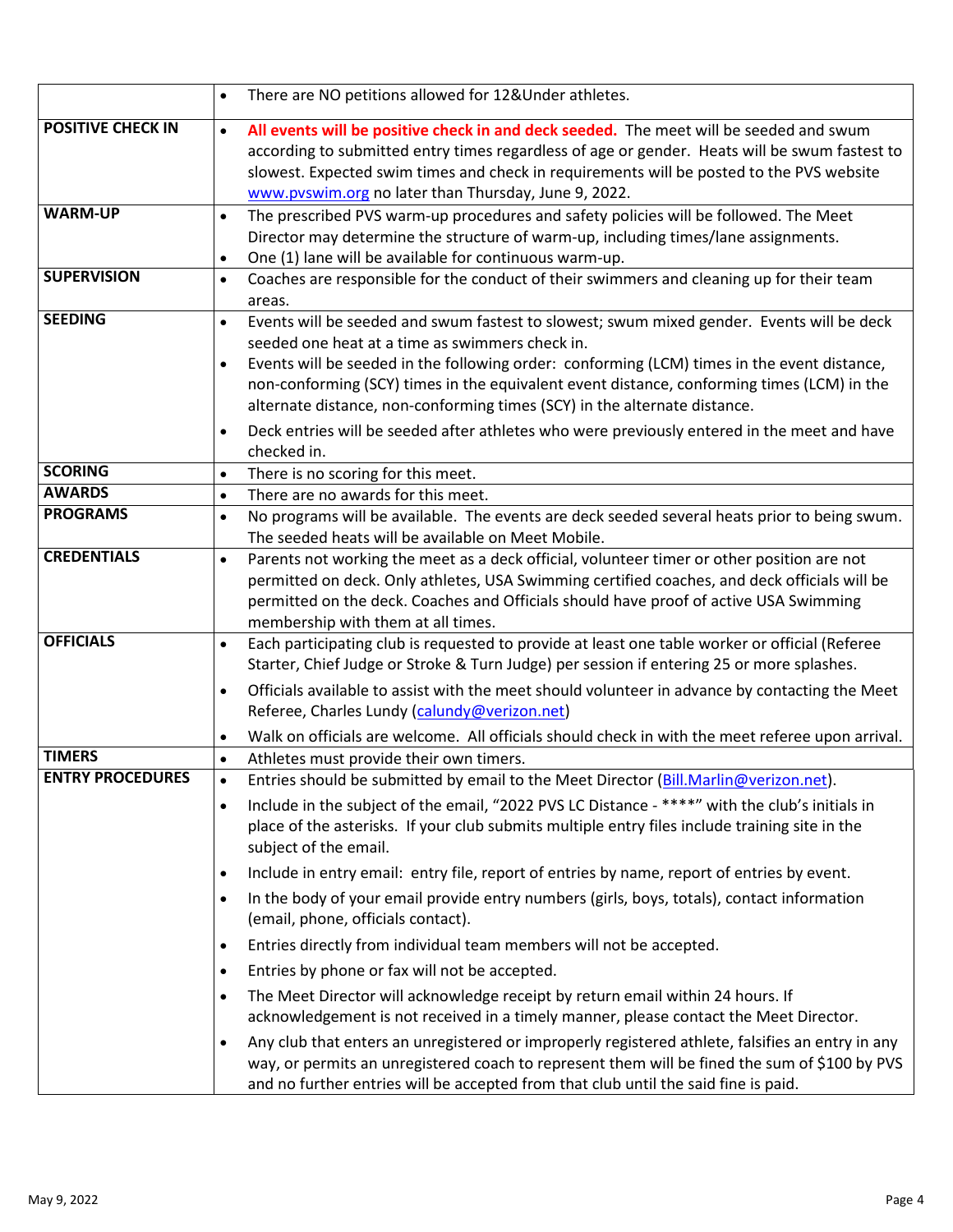| | |
|---|---|
| | • There are NO petitions allowed for 12&Under athletes. |
| **POSITIVE CHECK IN** | • **All events will be positive check in and deck seeded.** The meet will be seeded and swum according to submitted entry times regardless of age or gender. Heats will be swum fastest to slowest. Expected swim times and check in requirements will be posted to the PVS website www.pvswim.org no later than Thursday, June 9, 2022. |
| **WARM-UP** | • The prescribed PVS warm-up procedures and safety policies will be followed. The Meet Director may determine the structure of warm-up, including times/lane assignments.<br>• One (1) lane will be available for continuous warm-up. |
| **SUPERVISION** | • Coaches are responsible for the conduct of their swimmers and cleaning up for their team areas. |
| **SEEDING** | • Events will be seeded and swum fastest to slowest; swum mixed gender. Events will be deck seeded one heat at a time as swimmers check in.<br>• Events will be seeded in the following order: conforming (LCM) times in the event distance, non-conforming (SCY) times in the equivalent event distance, conforming times (LCM) in the alternate distance, non-conforming times (SCY) in the alternate distance.<br>• Deck entries will be seeded after athletes who were previously entered in the meet and have checked in. |
| **SCORING** | • There is no scoring for this meet. |
| **AWARDS** | • There are no awards for this meet. |
| **PROGRAMS** | • No programs will be available. The events are deck seeded several heats prior to being swum. The seeded heats will be available on Meet Mobile. |
| **CREDENTIALS** | • Parents not working the meet as a deck official, volunteer timer or other position are not permitted on deck. Only athletes, USA Swimming certified coaches, and deck officials will be permitted on the deck. Coaches and Officials should have proof of active USA Swimming membership with them at all times. |
| **OFFICIALS** | • Each participating club is requested to provide at least one table worker or official (Referee Starter, Chief Judge or Stroke & Turn Judge) per session if entering 25 or more splashes.<br>• Officials available to assist with the meet should volunteer in advance by contacting the Meet Referee, Charles Lundy (calundy@verizon.net)<br>• Walk on officials are welcome. All officials should check in with the meet referee upon arrival. |
| **TIMERS** | • Athletes must provide their own timers. |
| **ENTRY PROCEDURES** | • Entries should be submitted by email to the Meet Director (Bill.Marlin@verizon.net).<br>• Include in the subject of the email, "2022 PVS LC Distance - ****" with the club's initials in place of the asterisks. If your club submits multiple entry files include training site in the subject of the email.<br>• Include in entry email: entry file, report of entries by name, report of entries by event.<br>• In the body of your email provide entry numbers (girls, boys, totals), contact information (email, phone, officials contact).<br>• Entries directly from individual team members will not be accepted.<br>• Entries by phone or fax will not be accepted.<br>• The Meet Director will acknowledge receipt by return email within 24 hours. If acknowledgement is not received in a timely manner, please contact the Meet Director.<br>• Any club that enters an unregistered or improperly registered athlete, falsifies an entry in any way, or permits an unregistered coach to represent them will be fined the sum of $100 by PVS and no further entries will be accepted from that club until the said fine is paid. |

May 9, 2022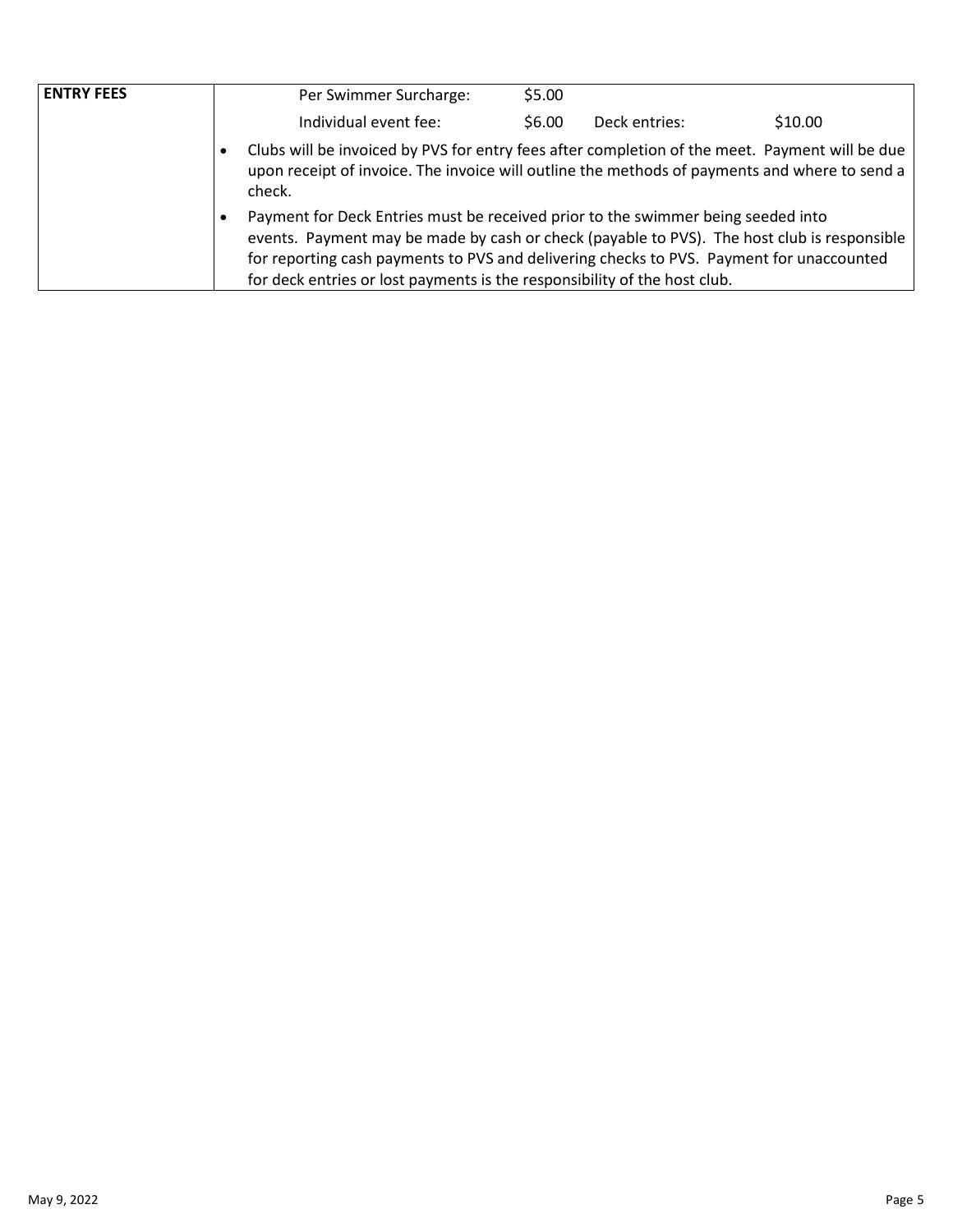| ENTRY FEES | |
|---|---|
| | Per Swimmer Surcharge: $5.00<br>Individual event fee: $6.00 Deck entries: $10.00<br>• Clubs will be invoiced by PVS for entry fees after completion of the meet. Payment will be due upon receipt of invoice. The invoice will outline the methods of payments and where to send a check.<br>• Payment for Deck Entries must be received prior to the swimmer being seeded into events. Payment may be made by cash or check (payable to PVS). The host club is responsible for reporting cash payments to PVS and delivering checks to PVS. Payment for unaccounted for deck entries or lost payments is the responsibility of the host club. |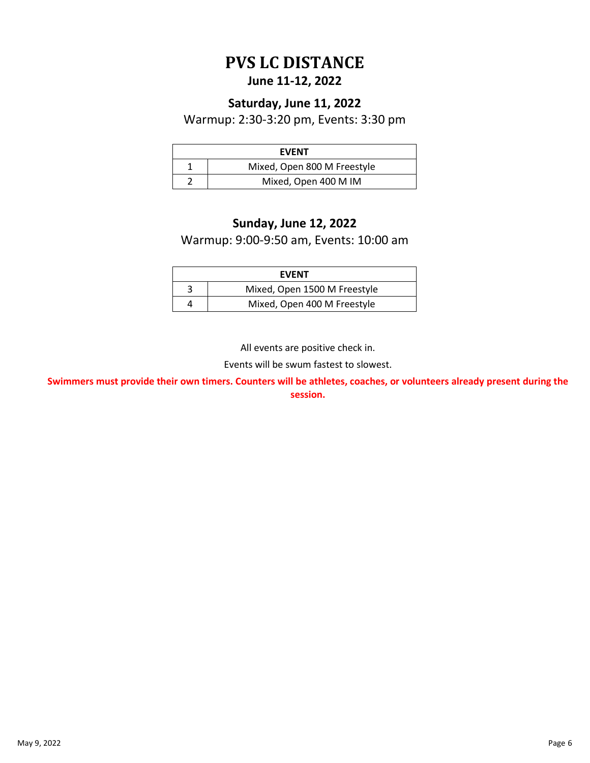# PVS LC DISTANCE

**June 11-12, 2022**

## Saturday, June 11, 2022

Warmup: 2:30-3:20 pm, Events: 3:30 pm

| EVENT | |
|---|---|
| 1 | Mixed, Open 800 M Freestyle |
| 2 | Mixed, Open 400 M IM |

## Sunday, June 12, 2022

Warmup: 9:00-9:50 am, Events: 10:00 am

| EVENT | |
|---|---|
| 3 | Mixed, Open 1500 M Freestyle |
| 4 | Mixed, Open 400 M Freestyle |

All events are positive check in.

Events will be swum fastest to slowest.

**Swimmers must provide their own timers. Counters will be athletes, coaches, or volunteers already present during the session.**